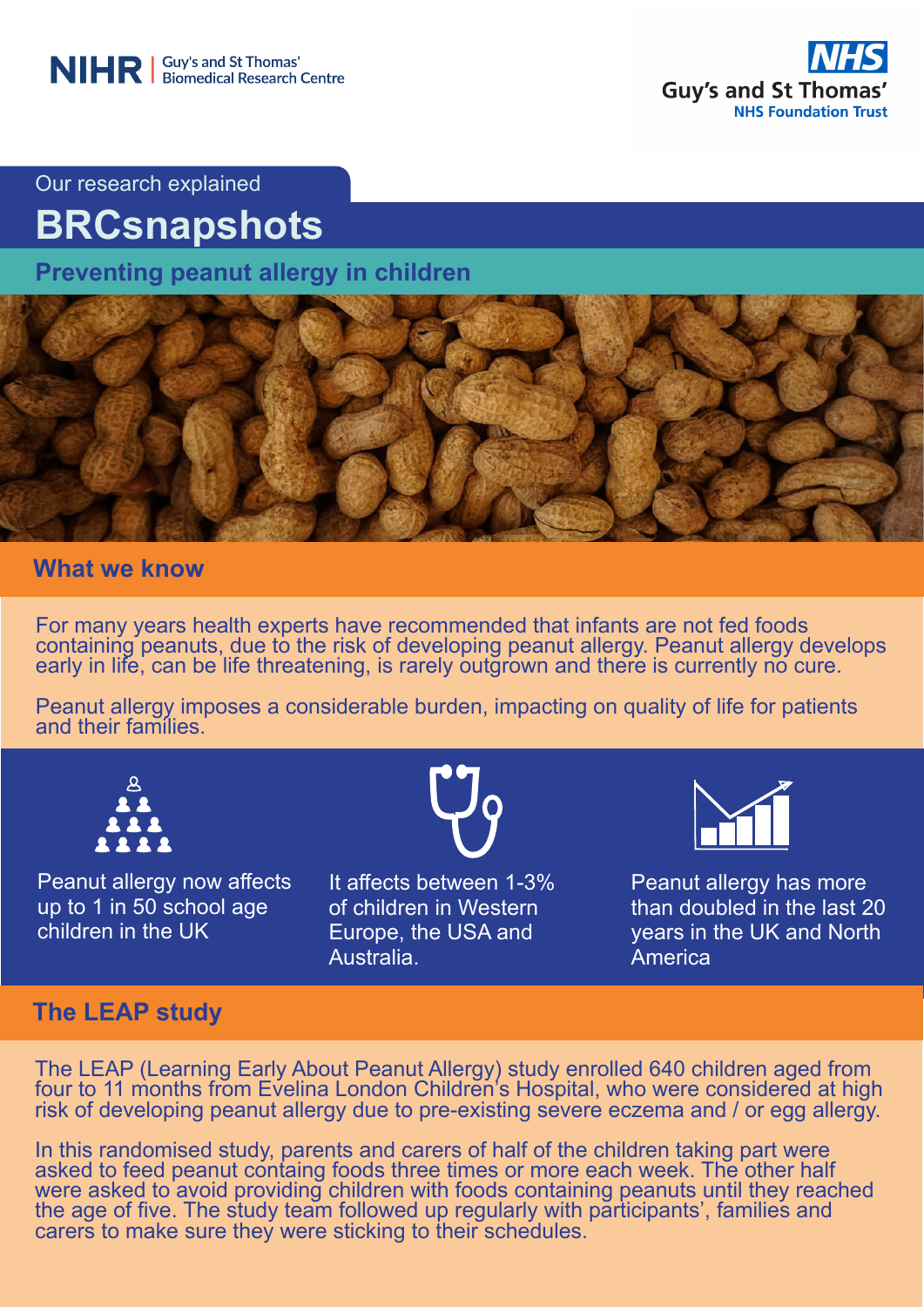NIHR | Guy's and St Thomas' Biomedical Research Centre

NHS Guy's and St Thomas' NHS Foundation Trust

Our research explained

# BRCsnapshots

## Preventing peanut allergy in children

### What we know

For many years health experts have recommended that infants are not fed foods containing peanuts, due to the risk of developing peanut allergy. Peanut allergy develops early in life, can be life threatening, is rarely outgrown and there is currently no cure.

Peanut allergy imposes a considerable burden, impacting on quality of life for patients and their families.

Peanut allergy now affects up to 1 in 50 school age children in the UK

It affects between 1-3% of children in Western Europe, the USA and Australia.

Peanut allergy has more than doubled in the last 20 years in the UK and North America

### The LEAP study

The LEAP (Learning Early About Peanut Allergy) study enrolled 640 children aged from four to 11 months from Evelina London Children's Hospital, who were considered at high risk of developing peanut allergy due to pre-existing severe eczema and / or egg allergy.

In this randomised study, parents and carers of half of the children taking part were asked to feed peanut containg foods three times or more each week. The other half were asked to avoid providing children with foods containing peanuts until they reached the age of five. The study team followed up regularly with participants', families and carers to make sure they were sticking to their schedules.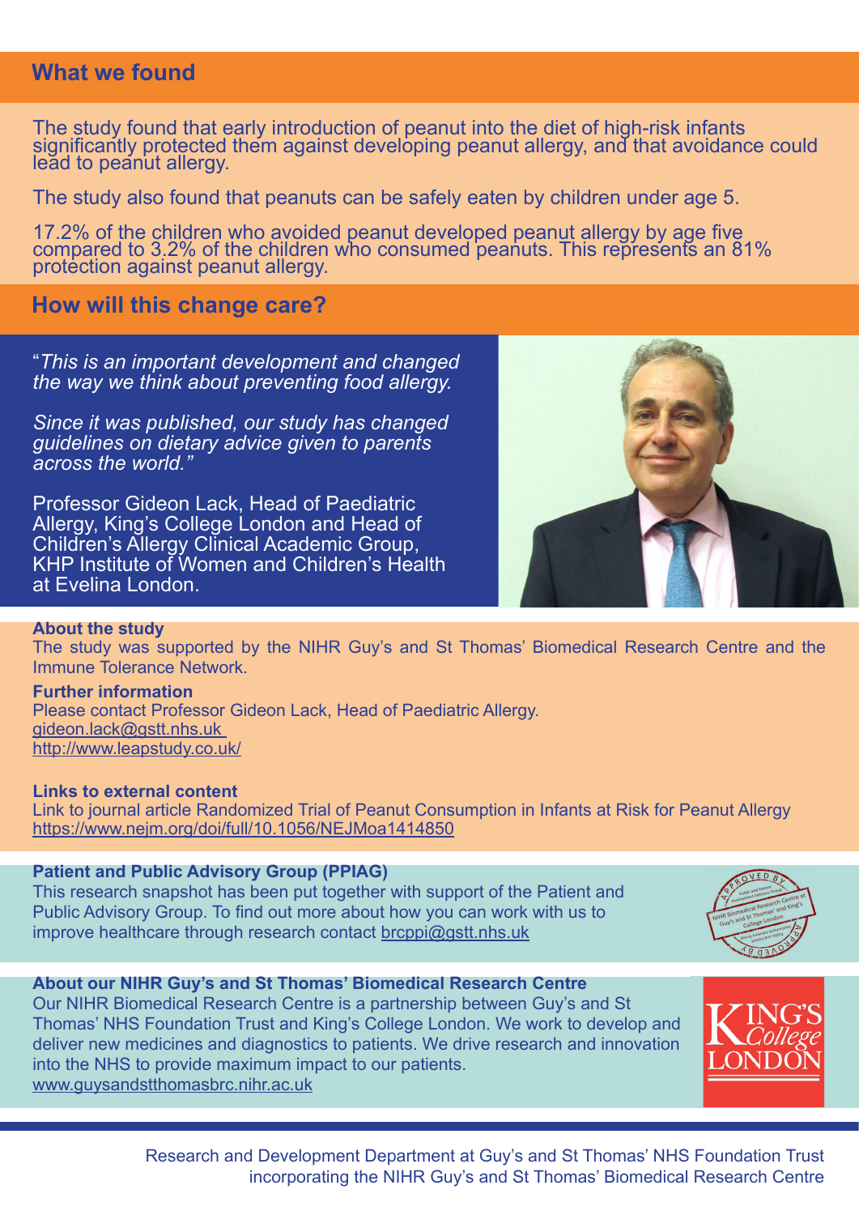## What we found

The study found that early introduction of peanut into the diet of high-risk infants significantly protected them against developing peanut allergy, and that avoidance could lead to peanut allergy.

The study also found that peanuts can be safely eaten by children under age 5.

17.2% of the children who avoided peanut developed peanut allergy by age five compared to 3.2% of the children who consumed peanuts. This represents an 81% protection against peanut allergy.

## How will this change care?

"*This is an important development and changed the way we think about preventing food allergy.*

*Since it was published, our study has changed guidelines on dietary advice given to parents across the world."*

Professor Gideon Lack, Head of Paediatric Allergy, King's College London and Head of Children's Allergy Clinical Academic Group, KHP Institute of Women and Children's Health at Evelina London.

**About the study**

The study was supported by the NIHR Guy's and St Thomas' Biomedical Research Centre and the Immune Tolerance Network.

**Further information**

Please contact Professor Gideon Lack, Head of Paediatric Allergy.
gideon.lack@gstt.nhs.uk
http://www.leapstudy.co.uk/

**Links to external content**

Link to journal article Randomized Trial of Peanut Consumption in Infants at Risk for Peanut Allergy
https://www.nejm.org/doi/full/10.1056/NEJMoa1414850

**Patient and Public Advisory Group (PPIAG)**

This research snapshot has been put together with support of the Patient and Public Advisory Group. To find out more about how you can work with us to improve healthcare through research contact brcppi@gstt.nhs.uk

**About our NIHR Guy's and St Thomas' Biomedical Research Centre**

Our NIHR Biomedical Research Centre is a partnership between Guy's and St Thomas' NHS Foundation Trust and King's College London. We work to develop and deliver new medicines and diagnostics to patients. We drive research and innovation into the NHS to provide maximum impact to our patients.
www.guysandstthomasbrc.nihr.ac.uk

Research and Development Department at Guy's and St Thomas' NHS Foundation Trust incorporating the NIHR Guy's and St Thomas' Biomedical Research Centre